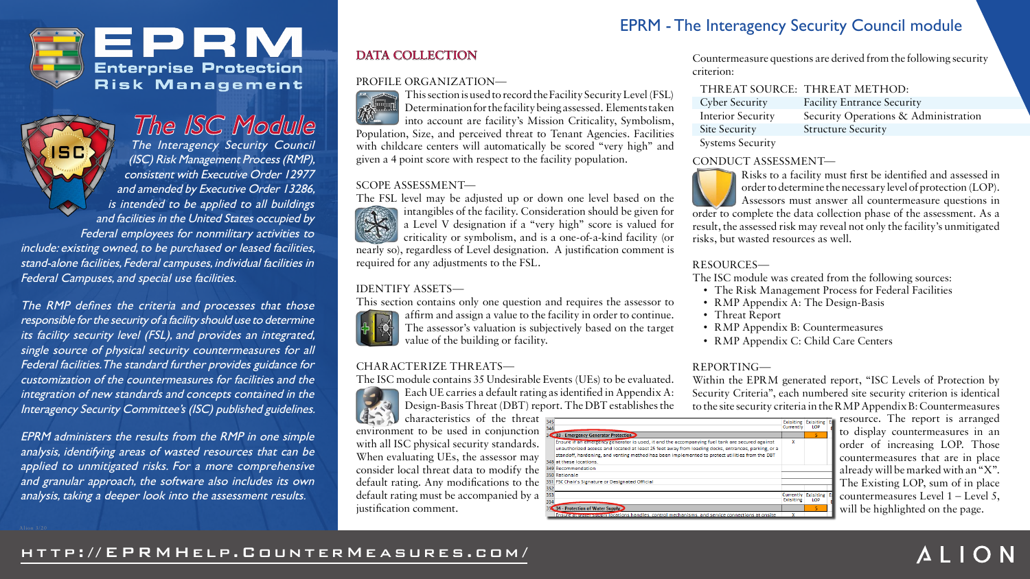# EPRM

## Enterprise Protection Risk Management

## The ISC Module

*The Interagency Security Council (ISC) Risk Management Process (RMP), consistent with Executive Order 12977 and amended by Executive Order 13286, is intended to be applied to all buildings and facilities in the United States occupied by Federal employees for nonmilitary activities to include: existing owned, to be purchased or leased facilities, stand-alone facilities, Federal campuses, individual facilities in Federal Campuses, and special use facilities.*

*The RMP defines the criteria and processes that those responsible for the security of a facility should use to determine its facility security level (FSL), and provides an integrated, single source of physical security countermeasures for all Federal facilities. The standard further provides guidance for customization of the countermeasures for facilities and the integration of new standards and concepts contained in the Interagency Security Committee's (ISC) published guidelines.*

*EPRM administers the results from the RMP in one simple analysis, identifying areas of wasted resources that can be applied to unmitigated risks. For a more comprehensive and granular approach, the software also includes its own analysis, taking a deeper look into the assessment results.*

# EPRM - The Interagency Security Council module

## DATA COLLECTION

PROFILE ORGANIZATION—

This section is used to record the Facility Security Level (FSL) Determination for the facility being assessed. Elements taken into account are facility's Mission Criticality, Symbolism, Population, Size, and perceived threat to Tenant Agencies. Facilities with childcare centers will automatically be scored "very high" and given a 4 point score with respect to the facility population.

SCOPE ASSESSMENT—

The FSL level may be adjusted up or down one level based on the intangibles of the facility. Consideration should be given for a Level V designation if a "very high" score is valued for criticality or symbolism, and is a one-of-a-kind facility (or nearly so), regardless of Level designation. A justification comment is required for any adjustments to the FSL.

IDENTIFY ASSETS—

This section contains only one question and requires the assessor to affirm and assign a value to the facility in order to continue. The assessor's valuation is subjectively based on the target value of the building or facility.

CHARACTERIZE THREATS—

The ISC module contains 35 Undesirable Events (UEs) to be evaluated. Each UE carries a default rating as identified in Appendix A: Design-Basis Threat (DBT) report. The DBT establishes the characteristics of the threat environment to be used in conjunction with all ISC physical security standards. When evaluating UEs, the assessor may consider local threat data to modify the default rating. Any modifications to the default rating must be accompanied by a justification comment.

Countermeasure questions are derived from the following security criterion:

| THREAT SOURCE: | THREAT METHOD: |
|---|---|
| Cyber Security | Facility Entrance Security |
| Interior Security | Security Operations & Administration |
| Site Security | Structure Security |
| Systems Security | |

CONDUCT ASSESSMENT—

Risks to a facility must first be identified and assessed in order to determine the necessary level of protection (LOP). Assessors must answer all countermeasure questions in order to complete the data collection phase of the assessment. As a result, the assessed risk may reveal not only the facility's unmitigated risks, but wasted resources as well.

RESOURCES—

The ISC module was created from the following sources:

- The Risk Management Process for Federal Facilities
- RMP Appendix A: The Design-Basis
- Threat Report
- RMP Appendix B: Countermeasures
- RMP Appendix C: Child Care Centers

REPORTING—

Within the EPRM generated report, "ISC Levels of Protection by Security Criteria", each numbered site security criterion is identical to the site security criteria in the RMP Appendix B: Countermeasures resource. The report is arranged to display countermeasures in an order of increasing LOP. Those countermeasures that are in place already will be marked with an "X". The Existing LOP, sum of in place countermeasures Level 1 – Level 5, will be highlighted on the page.

| | | Exisiting Currently | Exisiting LOP |
|---|---|---|---|
| 345 | | | |
| 346 | | | |
| 347 | 33 - Emergency Generator Protection | | 5 |
| | Ensure if an emergency generator is used, it and the accompanying fuel tank are secured against unauthorized access and located at least 25 feet away from loading docks, entrances, parking, or a standoff, hardening, and venting method has been implemented to protect utilities from the DBT | X | |
| 348 | at these locations. | | |
| 349 | Recommendation | | |
| 350 | Rationale | | |
| 351 | FSC Chair's Signature or Designated Official | | |
| 352 | | | |
| 353 | | Currently Exisiting | Exisiting LOP |
| 354 | | | |
| 355 | 34 - Protection of Water Supply | | 5 |
| | Ensure all water supply locations handles, control mechanisms, and service connections at onsite | X | |

HTTP://EPRMHELP.COUNTERMEASURES.COM/

ALION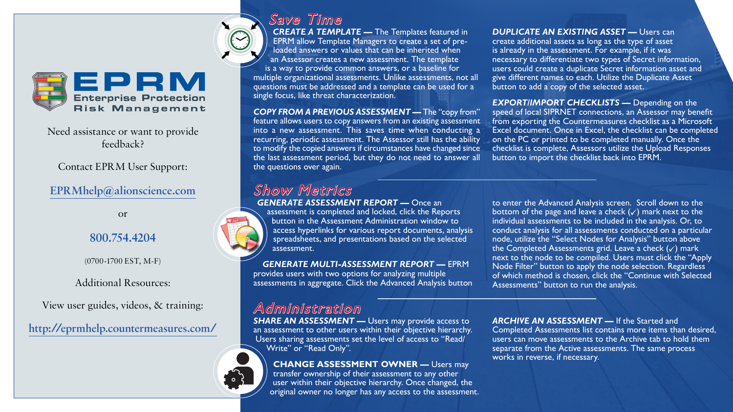# EPRM

**Enterprise Protection Risk Management**

Need assistance or want to provide feedback?

Contact EPRM User Support:

**EPRMhelp@alionscience.com**

or

**800.754.4204**

(0700-1700 EST, M-F)

Additional Resources:

View user guides, videos, & training:

**http://eprmhelp.countermeasures.com/**

## Save Time

***CREATE A TEMPLATE —*** The Templates featured in EPRM allow Template Managers to create a set of pre-loaded answers or values that can be inherited when an Assessor creates a new assessment. The template is a way to provide common answers, or a baseline for multiple organizational assessments. Unlike assessments, not all questions must be addressed and a template can be used for a single focus, like threat characterization.

***COPY FROM A PREVIOUS ASSESSMENT —*** The "copy from" feature allows users to copy answers from an existing assessment into a new assessment. This saves time when conducting a recurring, periodic assessment. The Assessor still has the ability to modify the copied answers if circumstances have changed since the last assessment period, but they do not need to answer all the questions over again.

***DUPLICATE AN EXISTING ASSET —*** Users can create additional assets as long as the type of asset is already in the assessment. For example, if it was necessary to differentiate two types of Secret information, users could create a duplicate Secret information asset and give different names to each. Utilize the Duplicate Asset button to add a copy of the selected asset.

***EXPORT/IMPORT CHECKLISTS —*** Depending on the speed of local SIPRNET connections, an Assessor may benefit from exporting the Countermeasures checklist as a Microsoft Excel document. Once in Excel, the checklist can be completed on the PC or printed to be completed manually. Once the checklist is complete, Assessors utilize the Upload Responses button to import the checklist back into EPRM.

## Show Metrics

***GENERATE ASSESSMENT REPORT —*** Once an assessment is completed and locked, click the Reports button in the Assessment Administration window to access hyperlinks for various report documents, analysis spreadsheets, and presentations based on the selected assessment.

***GENERATE MULTI-ASSESSMENT REPORT —*** EPRM provides users with two options for analyzing multiple assessments in aggregate. Click the Advanced Analysis button to enter the Advanced Analysis screen. Scroll down to the bottom of the page and leave a check (✓) mark next to the individual assessments to be included in the analysis. Or, to conduct analysis for all assessments conducted on a particular node, utilize the "Select Nodes for Analysis" button above the Completed Assessments grid. Leave a check (✓) mark next to the node to be compiled. Users must click the "Apply Node Filter" button to apply the node selection. Regardless of which method is chosen, click the "Continue with Selected Assessments" button to run the analysis.

## Administration

***SHARE AN ASSESSMENT —*** Users may provide access to an assessment to other users within their objective hierarchy. Users sharing assessments set the level of access to "Read/Write" or "Read Only".

**CHANGE ASSESSMENT OWNER —** Users may transfer ownership of their assessment to any other user within their objective hierarchy. Once changed, the original owner no longer has any access to the assessment.

***ARCHIVE AN ASSESSMENT —*** If the Started and Completed Assessments list contains more items than desired, users can move assessments to the Archive tab to hold them separate from the Active assessments. The same process works in reverse, if necessary.